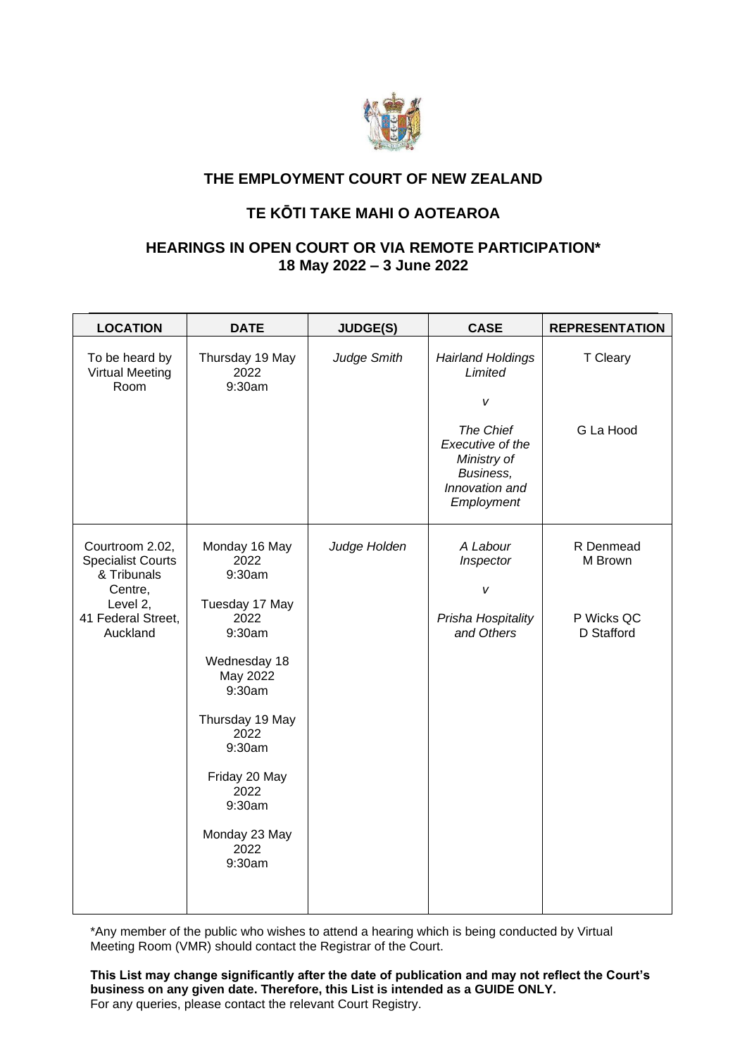## THE EMPLOYMENT COURT OF NEW ZEALAND

## TE KŌTI TAKE MAHI O AOTEAROA

## HEARINGS IN OPEN COURT OR VIA REMOTE PARTICIPATION*
## 18 May 2022 – 3 June 2022

| LOCATION | DATE | JUDGE(S) | CASE | REPRESENTATION |
|---|---|---|---|---|
| To be heard by Virtual Meeting Room | Thursday 19 May 2022 9:30am | *Judge Smith* | *Hairland Holdings Limited* <br> *v* <br> *The Chief Executive of the Ministry of Business, Innovation and Employment* | T Cleary <br> <br> G La Hood |
| Courtroom 2.02, Specialist Courts & Tribunals Centre, Level 2, 41 Federal Street, Auckland | Monday 16 May 2022 9:30am <br> Tuesday 17 May 2022 9:30am <br> Wednesday 18 May 2022 9:30am <br> Thursday 19 May 2022 9:30am <br> Friday 20 May 2022 9:30am <br> Monday 23 May 2022 9:30am | *Judge Holden* | *A Labour Inspector* <br> *v* <br> *Prisha Hospitality and Others* | R Denmead <br> M Brown <br> <br> P Wicks QC <br> D Stafford |

*Any member of the public who wishes to attend a hearing which is being conducted by Virtual Meeting Room (VMR) should contact the Registrar of the Court.

**This List may change significantly after the date of publication and may not reflect the Court's business on any given date. Therefore, this List is intended as a GUIDE ONLY.**
For any queries, please contact the relevant Court Registry.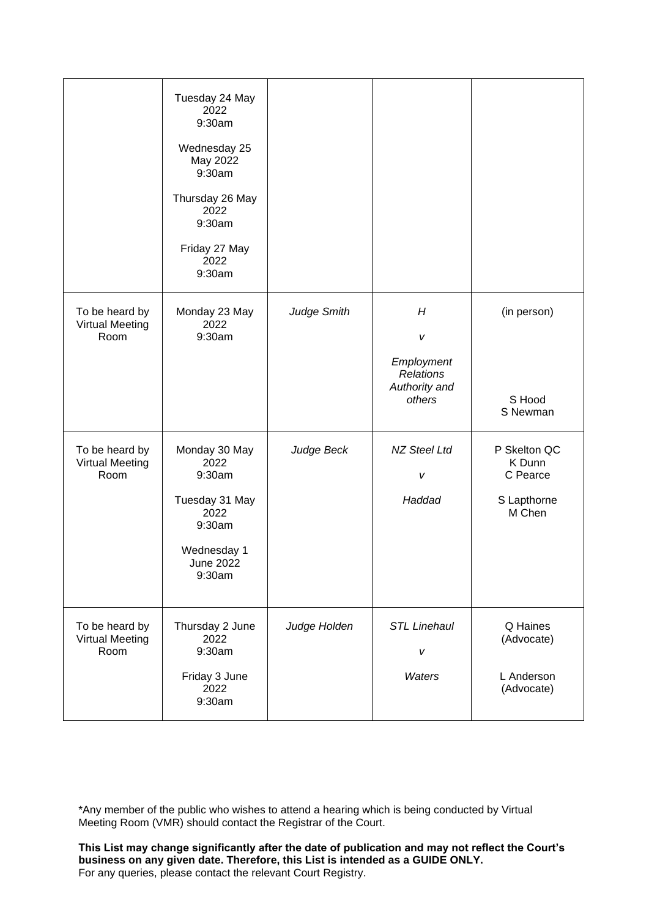| | | | | |
|---|---|---|---|---|
| | Tuesday 24 May 2022 9:30am<br><br>Wednesday 25 May 2022 9:30am<br><br>Thursday 26 May 2022 9:30am<br><br>Friday 27 May 2022 9:30am | | | |
| To be heard by Virtual Meeting Room | Monday 23 May 2022 9:30am | *Judge Smith* | *H*<br><br>*v*<br><br>*Employment Relations Authority and others* | (in person)<br><br>S Hood<br>S Newman |
| To be heard by Virtual Meeting Room | Monday 30 May 2022 9:30am<br><br>Tuesday 31 May 2022 9:30am<br><br>Wednesday 1 June 2022 9:30am | *Judge Beck* | *NZ Steel Ltd*<br><br>*v*<br><br>*Haddad* | P Skelton QC<br>K Dunn<br>C Pearce<br><br>S Lapthorne<br>M Chen |
| To be heard by Virtual Meeting Room | Thursday 2 June 2022 9:30am<br><br>Friday 3 June 2022 9:30am | *Judge Holden* | *STL Linehaul*<br><br>*v*<br><br>*Waters* | Q Haines (Advocate)<br><br>L Anderson (Advocate) |

*Any member of the public who wishes to attend a hearing which is being conducted by Virtual Meeting Room (VMR) should contact the Registrar of the Court.

**This List may change significantly after the date of publication and may not reflect the Court's business on any given date. Therefore, this List is intended as a GUIDE ONLY.**
For any queries, please contact the relevant Court Registry.